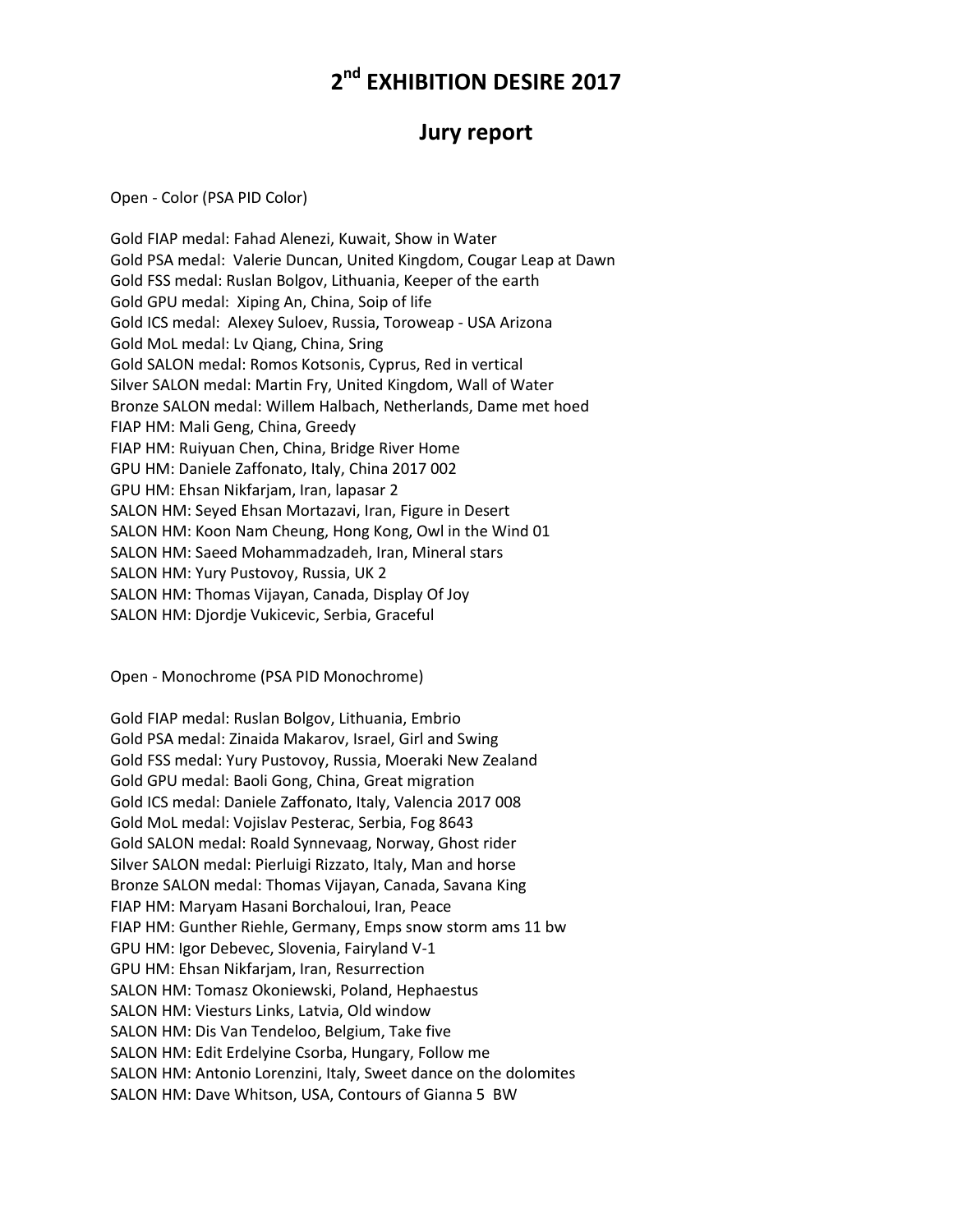# 2nd EXHIBITION DESIRE 2017

## Jury report

Open - Color (PSA PID Color)

Gold FIAP medal: Fahad Alenezi, Kuwait, Show in Water
Gold PSA medal: Valerie Duncan, United Kingdom, Cougar Leap at Dawn
Gold FSS medal: Ruslan Bolgov, Lithuania, Keeper of the earth
Gold GPU medal: Xiping An, China, Soip of life
Gold ICS medal: Alexey Suloev, Russia, Toroweap - USA Arizona
Gold MoL medal: Lv Qiang, China, Sring
Gold SALON medal: Romos Kotsonis, Cyprus, Red in vertical
Silver SALON medal: Martin Fry, United Kingdom, Wall of Water
Bronze SALON medal: Willem Halbach, Netherlands, Dame met hoed
FIAP HM: Mali Geng, China, Greedy
FIAP HM: Ruiyuan Chen, China, Bridge River Home
GPU HM: Daniele Zaffonato, Italy, China 2017 002
GPU HM: Ehsan Nikfarjam, Iran, lapasar 2
SALON HM: Seyed Ehsan Mortazavi, Iran, Figure in Desert
SALON HM: Koon Nam Cheung, Hong Kong, Owl in the Wind 01
SALON HM: Saeed Mohammadzadeh, Iran, Mineral stars
SALON HM: Yury Pustovoy, Russia, UK 2
SALON HM: Thomas Vijayan, Canada, Display Of Joy
SALON HM: Djordje Vukicevic, Serbia, Graceful

Open - Monochrome (PSA PID Monochrome)

Gold FIAP medal: Ruslan Bolgov, Lithuania, Embrio
Gold PSA medal: Zinaida Makarov, Israel, Girl and Swing
Gold FSS medal: Yury Pustovoy, Russia, Moeraki New Zealand
Gold GPU medal: Baoli Gong, China, Great migration
Gold ICS medal: Daniele Zaffonato, Italy, Valencia 2017 008
Gold MoL medal: Vojislav Pesterac, Serbia, Fog 8643
Gold SALON medal: Roald Synnevaag, Norway, Ghost rider
Silver SALON medal: Pierluigi Rizzato, Italy, Man and horse
Bronze SALON medal: Thomas Vijayan, Canada, Savana King
FIAP HM: Maryam Hasani Borchaloui, Iran, Peace
FIAP HM: Gunther Riehle, Germany, Emps snow storm ams 11 bw
GPU HM: Igor Debevec, Slovenia, Fairyland V-1
GPU HM: Ehsan Nikfarjam, Iran, Resurrection
SALON HM: Tomasz Okoniewski, Poland, Hephaestus
SALON HM: Viesturs Links, Latvia, Old window
SALON HM: Dis Van Tendeloo, Belgium, Take five
SALON HM: Edit Erdelyine Csorba, Hungary, Follow me
SALON HM: Antonio Lorenzini, Italy, Sweet dance on the dolomites
SALON HM: Dave Whitson, USA, Contours of Gianna 5 BW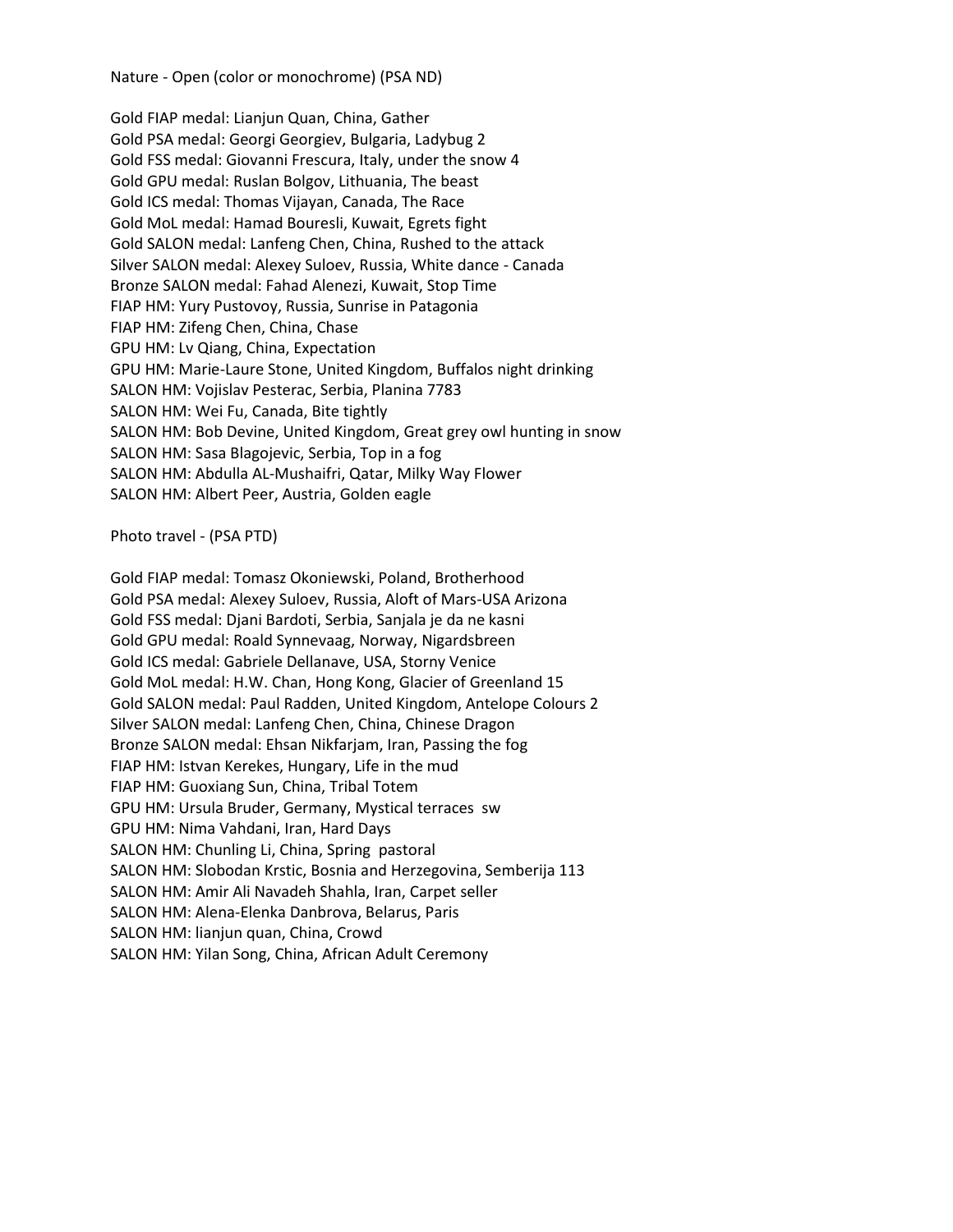Nature - Open (color or monochrome) (PSA ND)

Gold FIAP medal: Lianjun Quan, China, Gather
Gold PSA medal: Georgi Georgiev, Bulgaria, Ladybug 2
Gold FSS medal: Giovanni Frescura, Italy, under the snow 4
Gold GPU medal: Ruslan Bolgov, Lithuania, The beast
Gold ICS medal: Thomas Vijayan, Canada, The Race
Gold MoL medal: Hamad Bouresli, Kuwait, Egrets fight
Gold SALON medal: Lanfeng Chen, China, Rushed to the attack
Silver SALON medal: Alexey Suloev, Russia, White dance - Canada
Bronze SALON medal: Fahad Alenezi, Kuwait, Stop Time
FIAP HM: Yury Pustovoy, Russia, Sunrise in Patagonia
FIAP HM: Zifeng Chen, China, Chase
GPU HM: Lv Qiang, China, Expectation
GPU HM: Marie-Laure Stone, United Kingdom, Buffalos night drinking
SALON HM: Vojislav Pesterac, Serbia, Planina 7783
SALON HM: Wei Fu, Canada, Bite tightly
SALON HM: Bob Devine, United Kingdom, Great grey owl hunting in snow
SALON HM: Sasa Blagojevic, Serbia, Top in a fog
SALON HM: Abdulla AL-Mushaifri, Qatar, Milky Way Flower
SALON HM: Albert Peer, Austria, Golden eagle

Photo travel - (PSA PTD)

Gold FIAP medal: Tomasz Okoniewski, Poland, Brotherhood
Gold PSA medal: Alexey Suloev, Russia, Aloft of Mars-USA Arizona
Gold FSS medal: Djani Bardoti, Serbia, Sanjala je da ne kasni
Gold GPU medal: Roald Synnevaag, Norway, Nigardsbreen
Gold ICS medal: Gabriele Dellanave, USA, Storny Venice
Gold MoL medal: H.W. Chan, Hong Kong, Glacier of Greenland 15
Gold SALON medal: Paul Radden, United Kingdom, Antelope Colours 2
Silver SALON medal: Lanfeng Chen, China, Chinese Dragon
Bronze SALON medal: Ehsan Nikfarjam, Iran, Passing the fog
FIAP HM: Istvan Kerekes, Hungary, Life in the mud
FIAP HM: Guoxiang Sun, China, Tribal Totem
GPU HM: Ursula Bruder, Germany, Mystical terraces sw
GPU HM: Nima Vahdani, Iran, Hard Days
SALON HM: Chunling Li, China, Spring pastoral
SALON HM: Slobodan Krstic, Bosnia and Herzegovina, Semberija 113
SALON HM: Amir Ali Navadeh Shahla, Iran, Carpet seller
SALON HM: Alena-Elenka Danbrova, Belarus, Paris
SALON HM: lianjun quan, China, Crowd
SALON HM: Yilan Song, China, African Adult Ceremony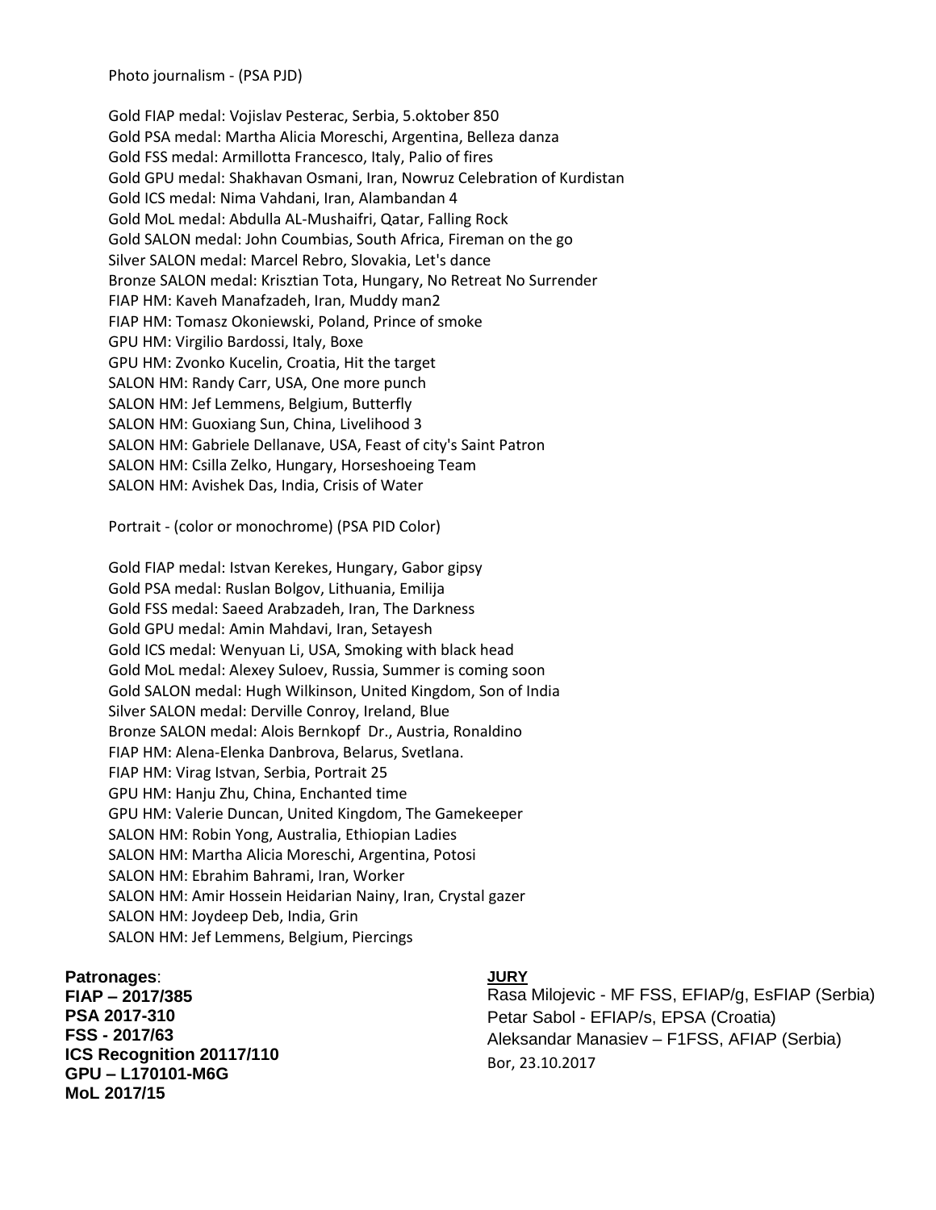Photo journalism - (PSA PJD)

Gold FIAP medal: Vojislav Pesterac, Serbia, 5.oktober 850
Gold PSA medal: Martha Alicia Moreschi, Argentina, Belleza danza
Gold FSS medal: Armillotta Francesco, Italy, Palio of fires
Gold GPU medal: Shakhavan Osmani, Iran, Nowruz Celebration of Kurdistan
Gold ICS medal: Nima Vahdani, Iran, Alambandan 4
Gold MoL medal: Abdulla AL-Mushaifri, Qatar, Falling Rock
Gold SALON medal: John Coumbias, South Africa, Fireman on the go
Silver SALON medal: Marcel Rebro, Slovakia, Let's dance
Bronze SALON medal: Krisztian Tota, Hungary, No Retreat No Surrender
FIAP HM: Kaveh Manafzadeh, Iran, Muddy man2
FIAP HM: Tomasz Okoniewski, Poland, Prince of smoke
GPU HM: Virgilio Bardossi, Italy, Boxe
GPU HM: Zvonko Kucelin, Croatia, Hit the target
SALON HM: Randy Carr, USA, One more punch
SALON HM: Jef Lemmens, Belgium, Butterfly
SALON HM: Guoxiang Sun, China, Livelihood 3
SALON HM: Gabriele Dellanave, USA, Feast of city's Saint Patron
SALON HM: Csilla Zelko, Hungary, Horseshoeing Team
SALON HM: Avishek Das, India, Crisis of Water

Portrait - (color or monochrome) (PSA PID Color)

Gold FIAP medal: Istvan Kerekes, Hungary, Gabor gipsy
Gold PSA medal: Ruslan Bolgov, Lithuania, Emilija
Gold FSS medal: Saeed Arabzadeh, Iran, The Darkness
Gold GPU medal: Amin Mahdavi, Iran, Setayesh
Gold ICS medal: Wenyuan Li, USA, Smoking with black head
Gold MoL medal: Alexey Suloev, Russia, Summer is coming soon
Gold SALON medal: Hugh Wilkinson, United Kingdom, Son of India
Silver SALON medal: Derville Conroy, Ireland, Blue
Bronze SALON medal: Alois Bernkopf Dr., Austria, Ronaldino
FIAP HM: Alena-Elenka Danbrova, Belarus, Svetlana.
FIAP HM: Virag Istvan, Serbia, Portrait 25
GPU HM: Hanju Zhu, China, Enchanted time
GPU HM: Valerie Duncan, United Kingdom, The Gamekeeper
SALON HM: Robin Yong, Australia, Ethiopian Ladies
SALON HM: Martha Alicia Moreschi, Argentina, Potosi
SALON HM: Ebrahim Bahrami, Iran, Worker
SALON HM: Amir Hossein Heidarian Nainy, Iran, Crystal gazer
SALON HM: Joydeep Deb, India, Grin
SALON HM: Jef Lemmens, Belgium, Piercings

**Patronages**:
**FIAP – 2017/385**
**PSA 2017-310**
**FSS - 2017/63**
**ICS Recognition 20117/110**
**GPU – L170101-M6G**
**MoL 2017/15**

**JURY**
Rasa Milojevic - MF FSS, EFIAP/g, EsFIAP (Serbia)
Petar Sabol - EFIAP/s, EPSA (Croatia)
Aleksandar Manasiev – F1FSS, AFIAP (Serbia)
Bor, 23.10.2017